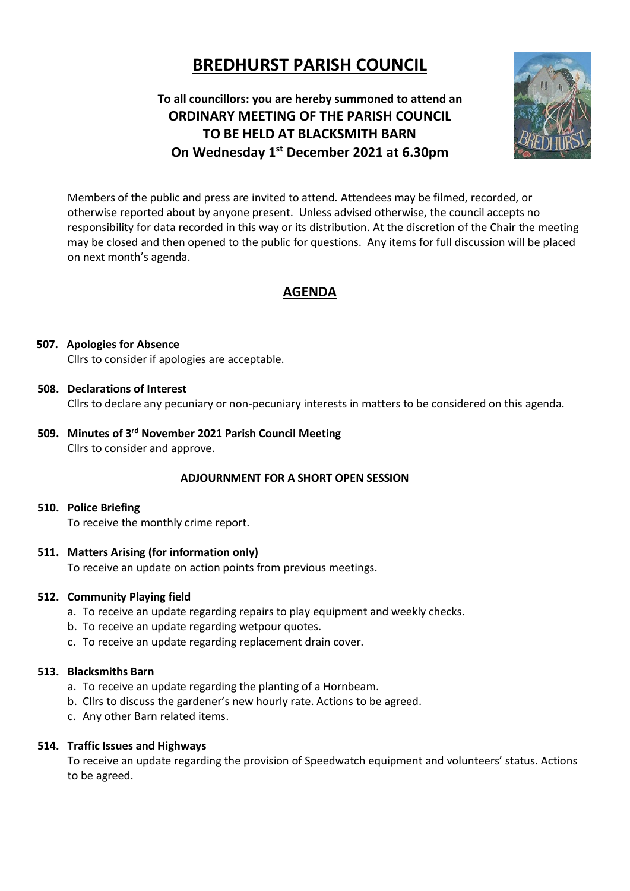# BREDHURST PARISH COUNCIL

**To all councillors: you are hereby summoned to attend an**
**ORDINARY MEETING OF THE PARISH COUNCIL**
**TO BE HELD AT BLACKSMITH BARN**
**On Wednesday 1st December 2021 at 6.30pm**

Members of the public and press are invited to attend. Attendees may be filmed, recorded, or otherwise reported about by anyone present. Unless advised otherwise, the council accepts no responsibility for data recorded in this way or its distribution. At the discretion of the Chair the meeting may be closed and then opened to the public for questions. Any items for full discussion will be placed on next month's agenda.

## AGENDA

**507. Apologies for Absence**
Cllrs to consider if apologies are acceptable.

**508. Declarations of Interest**
Cllrs to declare any pecuniary or non-pecuniary interests in matters to be considered on this agenda.

**509. Minutes of 3rd November 2021 Parish Council Meeting**
Cllrs to consider and approve.

**ADJOURNMENT FOR A SHORT OPEN SESSION**

**510. Police Briefing**
To receive the monthly crime report.

**511. Matters Arising (for information only)**
To receive an update on action points from previous meetings.

**512. Community Playing field**

a. To receive an update regarding repairs to play equipment and weekly checks.
b. To receive an update regarding wetpour quotes.
c. To receive an update regarding replacement drain cover.

**513. Blacksmiths Barn**

a. To receive an update regarding the planting of a Hornbeam.
b. Cllrs to discuss the gardener's new hourly rate. Actions to be agreed.
c. Any other Barn related items.

**514. Traffic Issues and Highways**
To receive an update regarding the provision of Speedwatch equipment and volunteers' status. Actions to be agreed.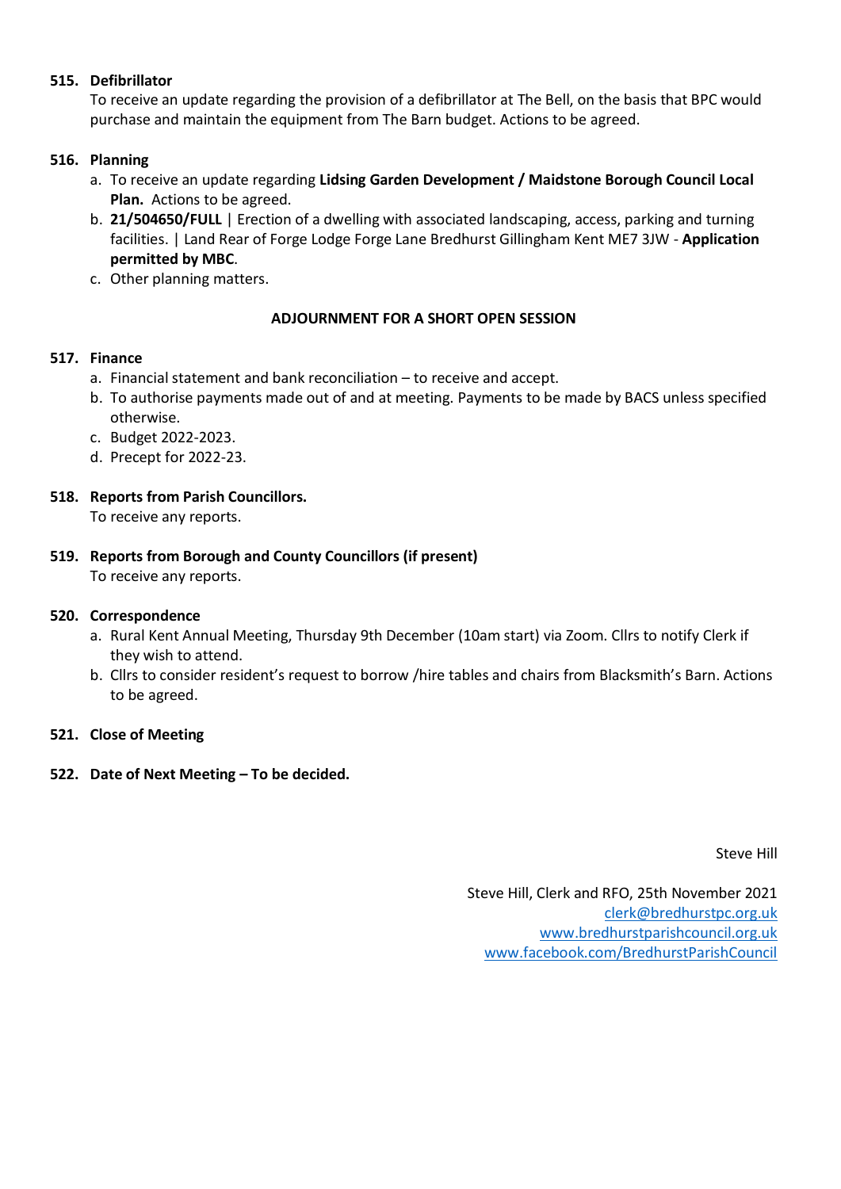**515. Defibrillator**

To receive an update regarding the provision of a defibrillator at The Bell, on the basis that BPC would purchase and maintain the equipment from The Barn budget. Actions to be agreed.

**516. Planning**

a. To receive an update regarding **Lidsing Garden Development / Maidstone Borough Council Local Plan.** Actions to be agreed.
b. **21/504650/FULL** | Erection of a dwelling with associated landscaping, access, parking and turning facilities. | Land Rear of Forge Lodge Forge Lane Bredhurst Gillingham Kent ME7 3JW - **Application permitted by MBC**.
c. Other planning matters.

**ADJOURNMENT FOR A SHORT OPEN SESSION**

**517. Finance**

a. Financial statement and bank reconciliation – to receive and accept.
b. To authorise payments made out of and at meeting. Payments to be made by BACS unless specified otherwise.
c. Budget 2022-2023.
d. Precept for 2022-23.

**518. Reports from Parish Councillors.**

To receive any reports.

**519. Reports from Borough and County Councillors (if present)**

To receive any reports.

**520. Correspondence**

a. Rural Kent Annual Meeting, Thursday 9th December (10am start) via Zoom. Cllrs to notify Clerk if they wish to attend.
b. Cllrs to consider resident's request to borrow /hire tables and chairs from Blacksmith's Barn. Actions to be agreed.

**521. Close of Meeting**

**522. Date of Next Meeting – To be decided.**

Steve Hill

Steve Hill, Clerk and RFO, 25th November 2021
clerk@bredhurstpc.org.uk
www.bredhurstparishcouncil.org.uk
www.facebook.com/BredhurstParishCouncil